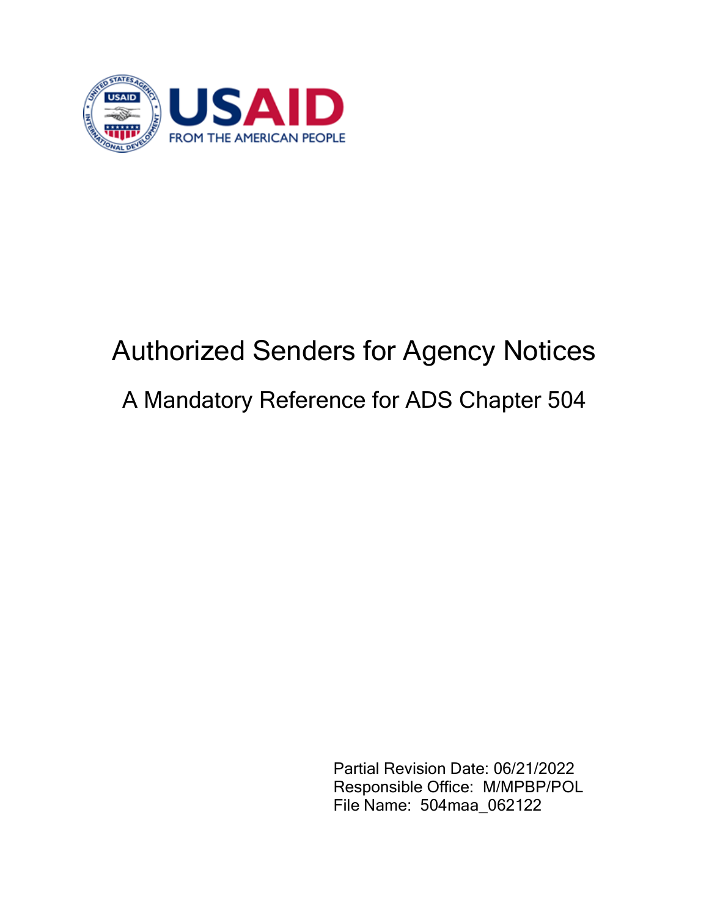# Authorized Senders for Agency Notices

## A Mandatory Reference for ADS Chapter 504

Partial Revision Date: 06/21/2022
Responsible Office: M/MPBP/POL
File Name: 504maa_062122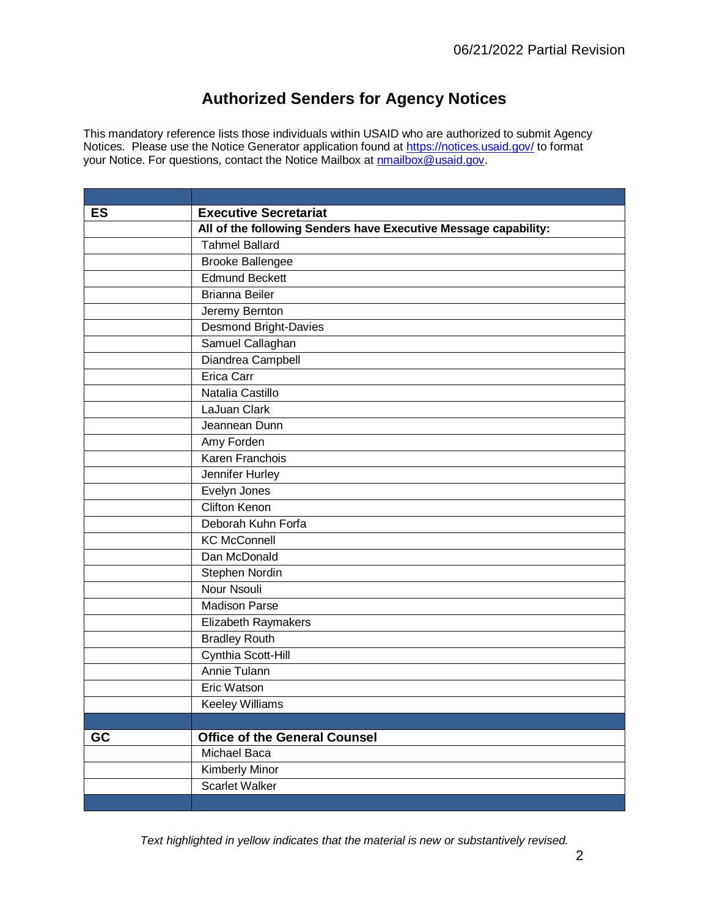# Authorized Senders for Agency Notices

This mandatory reference lists those individuals within USAID who are authorized to submit Agency Notices. Please use the Notice Generator application found at https://notices.usaid.gov/ to format your Notice. For questions, contact the Notice Mailbox at nmailbox@usaid.gov.

| | |
|---|---|
| **ES** | **Executive Secretariat** |
| | **All of the following Senders have Executive Message capability:** |
| | Tahmel Ballard |
| | Brooke Ballengee |
| | Edmund Beckett |
| | Brianna Beiler |
| | Jeremy Bernton |
| | Desmond Bright-Davies |
| | Samuel Callaghan |
| | Diandrea Campbell |
| | Erica Carr |
| | Natalia Castillo |
| | LaJuan Clark |
| | Jeannean Dunn |
| | Amy Forden |
| | Karen Franchois |
| | Jennifer Hurley |
| | Evelyn Jones |
| | Clifton Kenon |
| | Deborah Kuhn Forfa |
| | KC McConnell |
| | Dan McDonald |
| | Stephen Nordin |
| | Nour Nsouli |
| | Madison Parse |
| | Elizabeth Raymakers |
| | Bradley Routh |
| | Cynthia Scott-Hill |
| | Annie Tulann |
| | Eric Watson |
| | Keeley Williams |
| | |
| **GC** | **Office of the General Counsel** |
| | Michael Baca |
| | Kimberly Minor |
| | Scarlet Walker |
| | |

*Text highlighted in yellow indicates that the material is new or substantively revised.*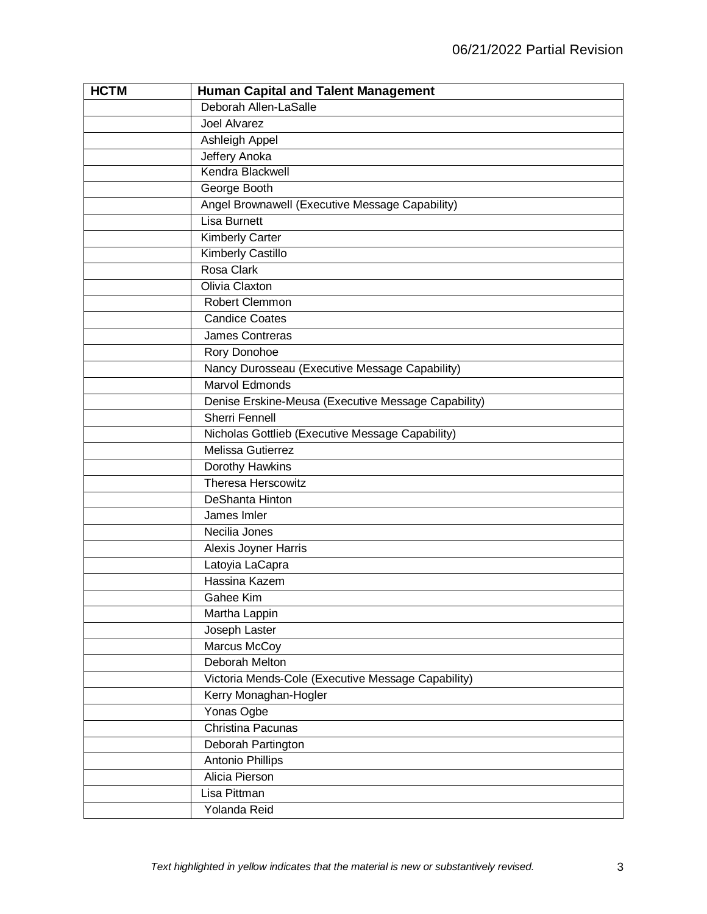| HCTM | Human Capital and Talent Management |
|---|---|
| | Deborah Allen-LaSalle |
| | Joel Alvarez |
| | Ashleigh Appel |
| | Jeffery Anoka |
| | Kendra Blackwell |
| | George Booth |
| | Angel Brownawell (Executive Message Capability) |
| | Lisa Burnett |
| | Kimberly Carter |
| | Kimberly Castillo |
| | Rosa Clark |
| | Olivia Claxton |
| | Robert Clemmon |
| | Candice Coates |
| | James Contreras |
| | Rory Donohoe |
| | Nancy Durosseau (Executive Message Capability) |
| | Marvol Edmonds |
| | Denise Erskine-Meusa (Executive Message Capability) |
| | Sherri Fennell |
| | Nicholas Gottlieb (Executive Message Capability) |
| | Melissa Gutierrez |
| | Dorothy Hawkins |
| | Theresa Herscowitz |
| | DeShanta Hinton |
| | James Imler |
| | Necilia Jones |
| | Alexis Joyner Harris |
| | Latoyia LaCapra |
| | Hassina Kazem |
| | Gahee Kim |
| | Martha Lappin |
| | Joseph Laster |
| | Marcus McCoy |
| | Deborah Melton |
| | Victoria Mends-Cole (Executive Message Capability) |
| | Kerry Monaghan-Hogler |
| | Yonas Ogbe |
| | Christina Pacunas |
| | Deborah Partington |
| | Antonio Phillips |
| | Alicia Pierson |
| | Lisa Pittman |
| | Yolanda Reid |

*Text highlighted in yellow indicates that the material is new or substantively revised.*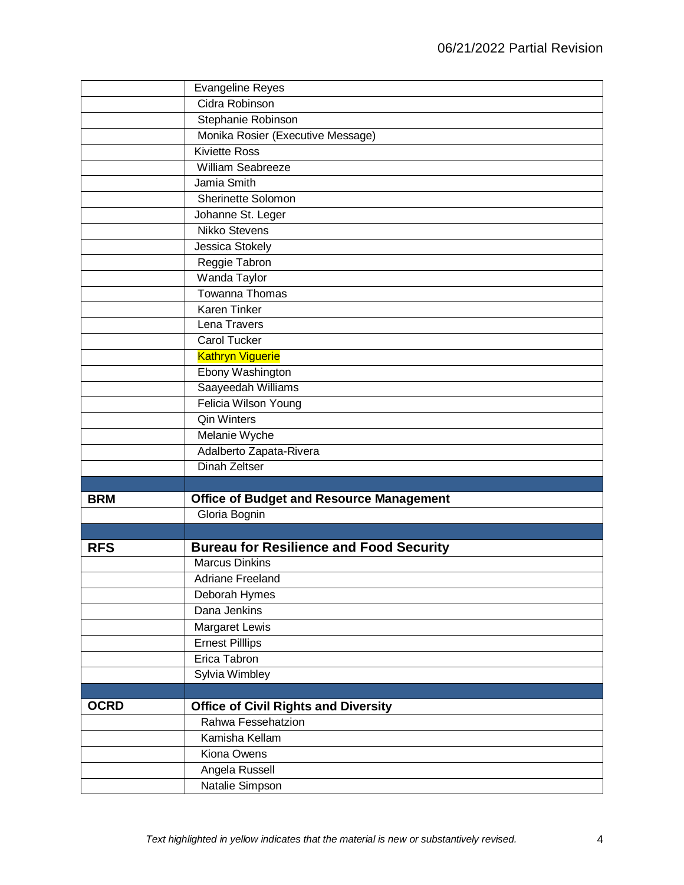| | |
|---|---|
| | Evangeline Reyes |
| | Cidra Robinson |
| | Stephanie Robinson |
| | Monika Rosier (Executive Message) |
| | Kiviette Ross |
| | William Seabreeze |
| | Jamia Smith |
| | Sherinette Solomon |
| | Johanne St. Leger |
| | Nikko Stevens |
| | Jessica Stokely |
| | Reggie Tabron |
| | Wanda Taylor |
| | Towanna Thomas |
| | Karen Tinker |
| | Lena Travers |
| | Carol Tucker |
| | Kathryn Viguerie |
| | Ebony Washington |
| | Saayeedah Williams |
| | Felicia Wilson Young |
| | Qin Winters |
| | Melanie Wyche |
| | Adalberto Zapata-Rivera |
| | Dinah Zeltser |
| | |
| **BRM** | **Office of Budget and Resource Management** |
| | Gloria Bognin |
| | |
| **RFS** | **Bureau for Resilience and Food Security** |
| | Marcus Dinkins |
| | Adriane Freeland |
| | Deborah Hymes |
| | Dana Jenkins |
| | Margaret Lewis |
| | Ernest Pilllips |
| | Erica Tabron |
| | Sylvia Wimbley |
| | |
| **OCRD** | **Office of Civil Rights and Diversity** |
| | Rahwa Fessehatzion |
| | Kamisha Kellam |
| | Kiona Owens |
| | Angela Russell |
| | Natalie Simpson |

*Text highlighted in yellow indicates that the material is new or substantively revised.*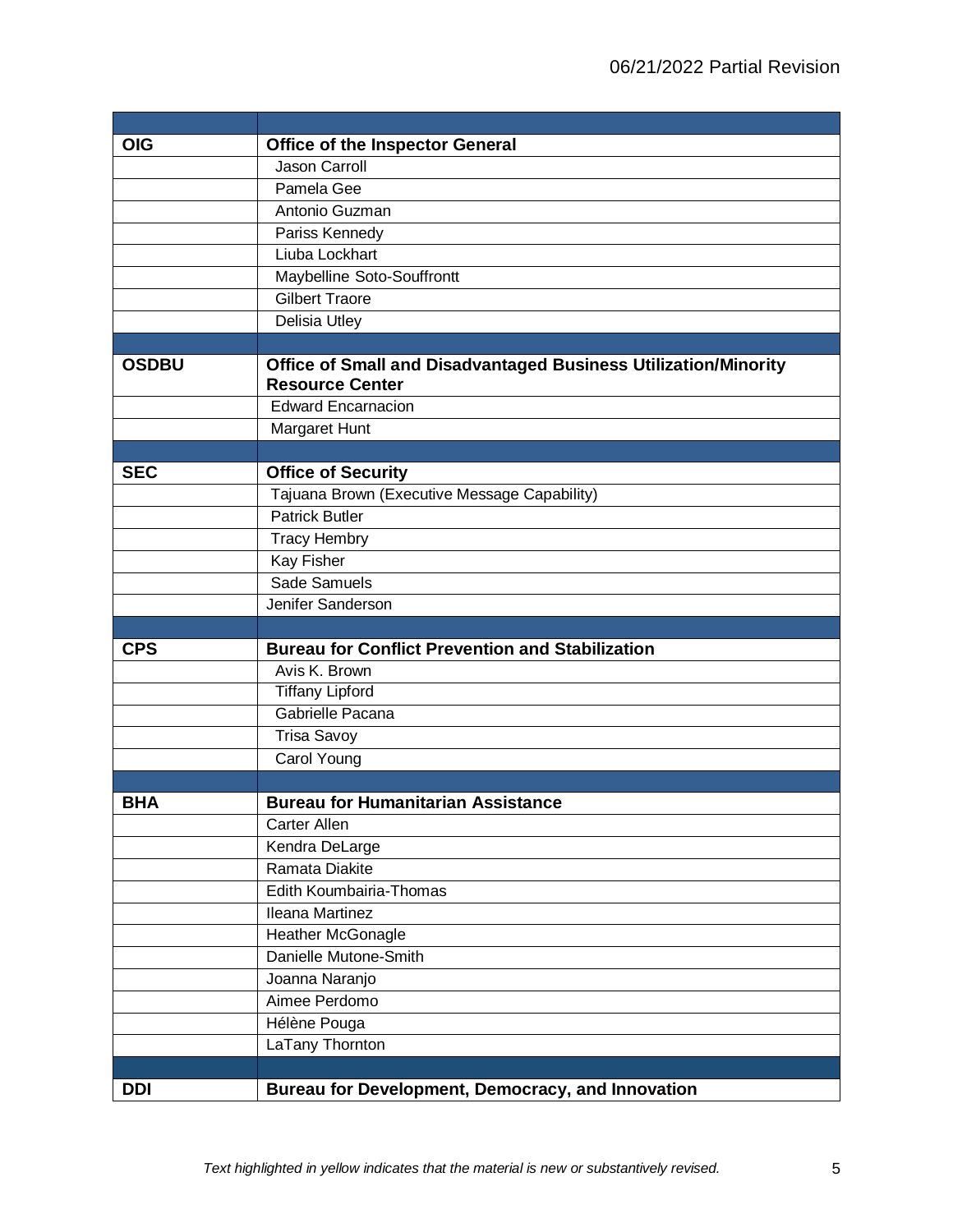| | |
|---|---|
| **OIG** | **Office of the Inspector General** |
| | Jason Carroll |
| | Pamela Gee |
| | Antonio Guzman |
| | Pariss Kennedy |
| | Liuba Lockhart |
| | Maybelline Soto-Souffrontt |
| | Gilbert Traore |
| | Delisia Utley |
| | |
| **OSDBU** | **Office of Small and Disadvantaged Business Utilization/Minority Resource Center** |
| | Edward Encarnacion |
| | Margaret Hunt |
| | |
| **SEC** | **Office of Security** |
| | Tajuana Brown (Executive Message Capability) |
| | Patrick Butler |
| | Tracy Hembry |
| | Kay Fisher |
| | Sade Samuels |
| | Jenifer Sanderson |
| | |
| **CPS** | **Bureau for Conflict Prevention and Stabilization** |
| | Avis K. Brown |
| | Tiffany Lipford |
| | Gabrielle Pacana |
| | Trisa Savoy |
| | Carol Young |
| | |
| **BHA** | **Bureau for Humanitarian Assistance** |
| | Carter Allen |
| | Kendra DeLarge |
| | Ramata Diakite |
| | Edith Koumbairia-Thomas |
| | Ileana Martinez |
| | Heather McGonagle |
| | Danielle Mutone-Smith |
| | Joanna Naranjo |
| | Aimee Perdomo |
| | Hélène Pouga |
| | LaTany Thornton |
| | |
| **DDI** | **Bureau for Development, Democracy, and Innovation** |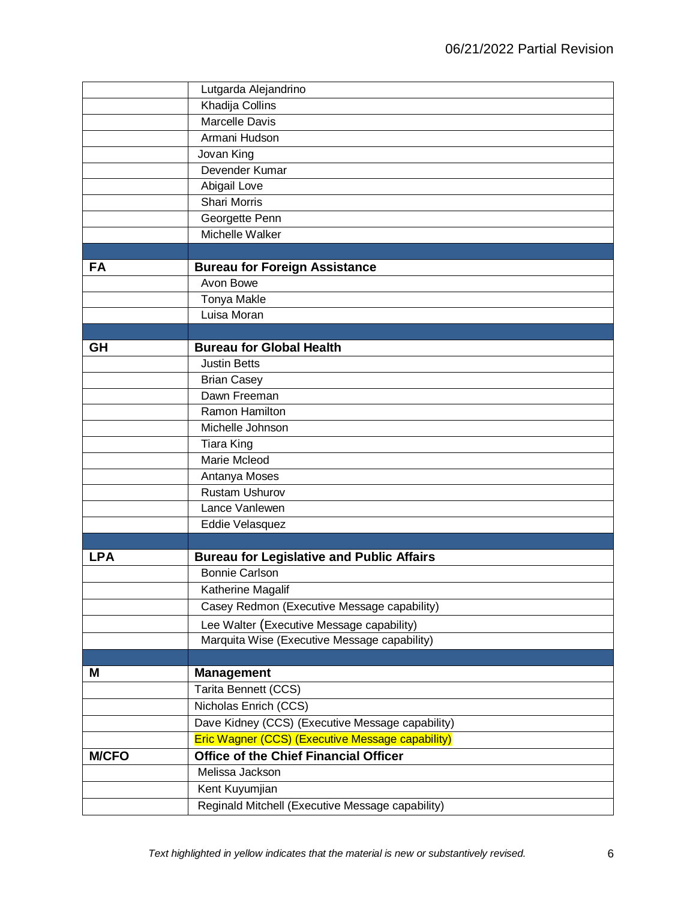| | |
|---|---|
| | Lutgarda Alejandrino |
| | Khadija Collins |
| | Marcelle Davis |
| | Armani Hudson |
| | Jovan King |
| | Devender Kumar |
| | Abigail Love |
| | Shari Morris |
| | Georgette Penn |
| | Michelle Walker |
| | |
| **FA** | **Bureau for Foreign Assistance** |
| | Avon Bowe |
| | Tonya Makle |
| | Luisa Moran |
| | |
| **GH** | **Bureau for Global Health** |
| | Justin Betts |
| | Brian Casey |
| | Dawn Freeman |
| | Ramon Hamilton |
| | Michelle Johnson |
| | Tiara King |
| | Marie Mcleod |
| | Antanya Moses |
| | Rustam Ushurov |
| | Lance Vanlewen |
| | Eddie Velasquez |
| | |
| **LPA** | **Bureau for Legislative and Public Affairs** |
| | Bonnie Carlson |
| | Katherine Magalif |
| | Casey Redmon (Executive Message capability) |
| | Lee Walter (Executive Message capability) |
| | Marquita Wise (Executive Message capability) |
| | |
| **M** | **Management** |
| | Tarita Bennett (CCS) |
| | Nicholas Enrich (CCS) |
| | Dave Kidney (CCS) (Executive Message capability) |
| | Eric Wagner (CCS) (Executive Message capability) |
| **M/CFO** | **Office of the Chief Financial Officer** |
| | Melissa Jackson |
| | Kent Kuyumjian |
| | Reginald Mitchell (Executive Message capability) |

*Text highlighted in yellow indicates that the material is new or substantively revised.*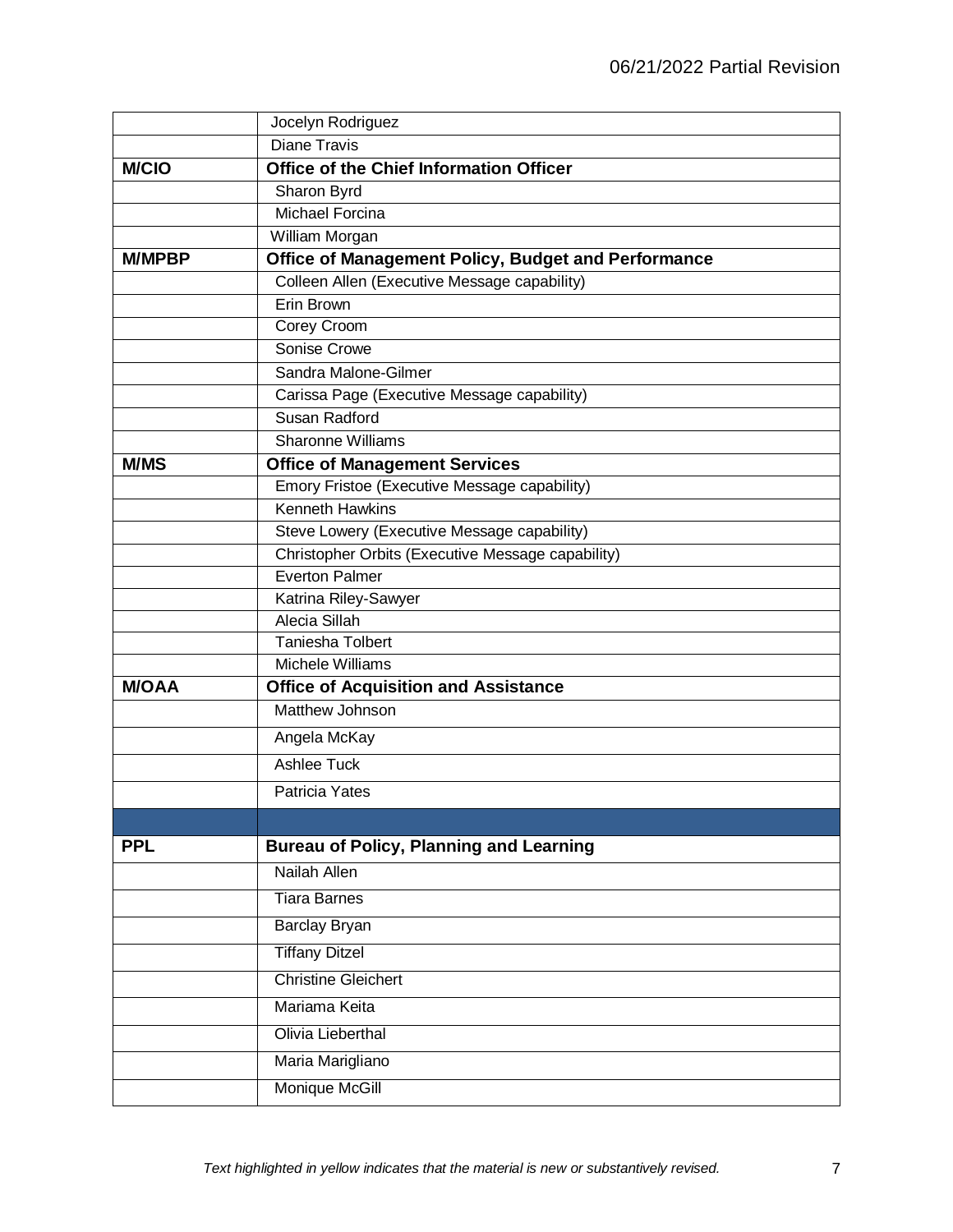| | |
|---|---|
| | Jocelyn Rodriguez |
| | Diane Travis |
| **M/CIO** | **Office of the Chief Information Officer** |
| | Sharon Byrd |
| | Michael Forcina |
| | William Morgan |
| **M/MPBP** | **Office of Management Policy, Budget and Performance** |
| | Colleen Allen (Executive Message capability) |
| | Erin Brown |
| | Corey Croom |
| | Sonise Crowe |
| | Sandra Malone-Gilmer |
| | Carissa Page (Executive Message capability) |
| | Susan Radford |
| | Sharonne Williams |
| **M/MS** | **Office of Management Services** |
| | Emory Fristoe (Executive Message capability) |
| | Kenneth Hawkins |
| | Steve Lowery (Executive Message capability) |
| | Christopher Orbits (Executive Message capability) |
| | Everton Palmer |
| | Katrina Riley-Sawyer |
| | Alecia Sillah |
| | Taniesha Tolbert |
| | Michele Williams |
| **M/OAA** | **Office of Acquisition and Assistance** |
| | Matthew Johnson |
| | Angela McKay |
| | Ashlee Tuck |
| | Patricia Yates |
| | |
| **PPL** | **Bureau of Policy, Planning and Learning** |
| | Nailah Allen |
| | Tiara Barnes |
| | Barclay Bryan |
| | Tiffany Ditzel |
| | Christine Gleichert |
| | Mariama Keita |
| | Olivia Lieberthal |
| | Maria Marigliano |
| | Monique McGill |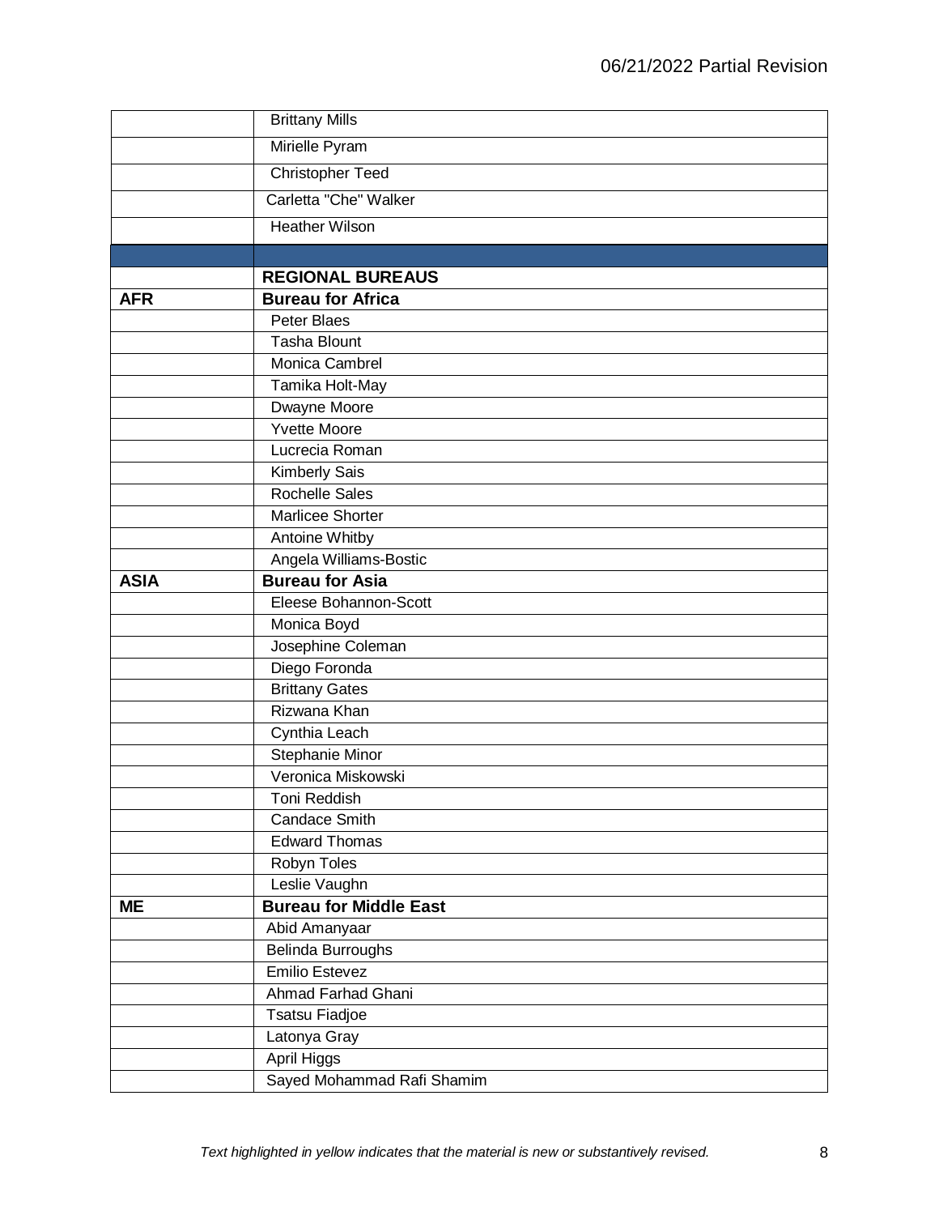| | |
|---|---|
| | Brittany Mills |
| | Mirielle Pyram |
| | Christopher Teed |
| | Carletta "Che" Walker |
| | Heather Wilson |
| | |
| | **REGIONAL BUREAUS** |
| **AFR** | **Bureau for Africa** |
| | Peter Blaes |
| | Tasha Blount |
| | Monica Cambrel |
| | Tamika Holt-May |
| | Dwayne Moore |
| | Yvette Moore |
| | Lucrecia Roman |
| | Kimberly Sais |
| | Rochelle Sales |
| | Marlicee Shorter |
| | Antoine Whitby |
| | Angela Williams-Bostic |
| **ASIA** | **Bureau for Asia** |
| | Eleese Bohannon-Scott |
| | Monica Boyd |
| | Josephine Coleman |
| | Diego Foronda |
| | Brittany Gates |
| | Rizwana Khan |
| | Cynthia Leach |
| | Stephanie Minor |
| | Veronica Miskowski |
| | Toni Reddish |
| | Candace Smith |
| | Edward Thomas |
| | Robyn Toles |
| | Leslie Vaughn |
| **ME** | **Bureau for Middle East** |
| | Abid Amanyaar |
| | Belinda Burroughs |
| | Emilio Estevez |
| | Ahmad Farhad Ghani |
| | Tsatsu Fiadjoe |
| | Latonya Gray |
| | April Higgs |
| | Sayed Mohammad Rafi Shamim |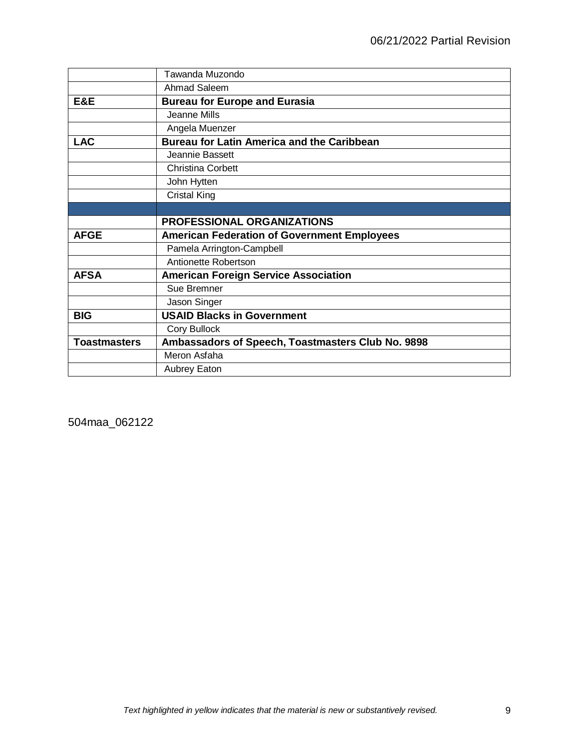| | |
|---|---|
| | Tawanda Muzondo |
| | Ahmad Saleem |
| **E&E** | **Bureau for Europe and Eurasia** |
| | Jeanne Mills |
| | Angela Muenzer |
| **LAC** | **Bureau for Latin America and the Caribbean** |
| | Jeannie Bassett |
| | Christina Corbett |
| | John Hytten |
| | Cristal King |
| | |
| | **PROFESSIONAL ORGANIZATIONS** |
| **AFGE** | **American Federation of Government Employees** |
| | Pamela Arrington-Campbell |
| | Antionette Robertson |
| **AFSA** | **American Foreign Service Association** |
| | Sue Bremner |
| | Jason Singer |
| **BIG** | **USAID Blacks in Government** |
| | Cory Bullock |
| **Toastmasters** | **Ambassadors of Speech, Toastmasters Club No. 9898** |
| | Meron Asfaha |
| | Aubrey Eaton |

504maa_062122